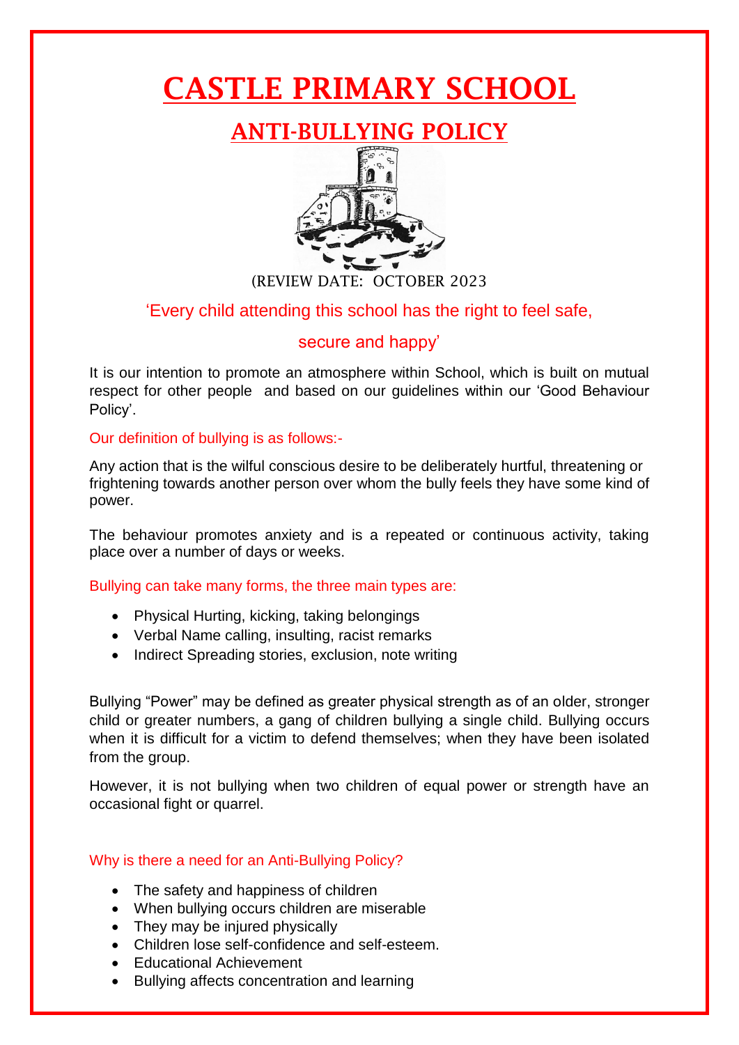# CASTLE PRIMARY SCHOOL

## ANTI-BULLYING POLICY

(REVIEW DATE: OCTOBER 2023

'Every child attending this school has the right to feel safe,

secure and happy'

It is our intention to promote an atmosphere within School, which is built on mutual respect for other people and based on our guidelines within our 'Good Behaviour Policy'.

Our definition of bullying is as follows:-

Any action that is the wilful conscious desire to be deliberately hurtful, threatening or frightening towards another person over whom the bully feels they have some kind of power.

The behaviour promotes anxiety and is a repeated or continuous activity, taking place over a number of days or weeks.

Bullying can take many forms, the three main types are:

- Physical Hurting, kicking, taking belongings
- Verbal Name calling, insulting, racist remarks
- Indirect Spreading stories, exclusion, note writing

Bullying "Power" may be defined as greater physical strength as of an older, stronger child or greater numbers, a gang of children bullying a single child. Bullying occurs when it is difficult for a victim to defend themselves; when they have been isolated from the group.

However, it is not bullying when two children of equal power or strength have an occasional fight or quarrel.

Why is there a need for an Anti-Bullying Policy?

- The safety and happiness of children
- When bullying occurs children are miserable
- They may be injured physically
- Children lose self-confidence and self-esteem.
- Educational Achievement
- Bullying affects concentration and learning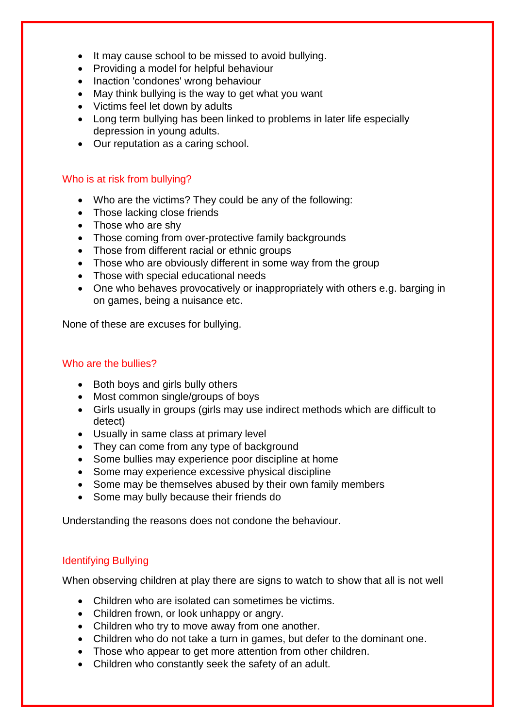- It may cause school to be missed to avoid bullying.
- Providing a model for helpful behaviour
- Inaction 'condones' wrong behaviour
- May think bullying is the way to get what you want
- Victims feel let down by adults
- Long term bullying has been linked to problems in later life especially depression in young adults.
- Our reputation as a caring school.

## Who is at risk from bullying?

- Who are the victims? They could be any of the following:
- Those lacking close friends
- Those who are shy
- Those coming from over-protective family backgrounds
- Those from different racial or ethnic groups
- Those who are obviously different in some way from the group
- Those with special educational needs
- One who behaves provocatively or inappropriately with others e.g. barging in on games, being a nuisance etc.

None of these are excuses for bullying.

## Who are the bullies?

- Both boys and girls bully others
- Most common single/groups of boys
- Girls usually in groups (girls may use indirect methods which are difficult to detect)
- Usually in same class at primary level
- They can come from any type of background
- Some bullies may experience poor discipline at home
- Some may experience excessive physical discipline
- Some may be themselves abused by their own family members
- Some may bully because their friends do

Understanding the reasons does not condone the behaviour.

## Identifying Bullying

When observing children at play there are signs to watch to show that all is not well

- Children who are isolated can sometimes be victims.
- Children frown, or look unhappy or angry.
- Children who try to move away from one another.
- Children who do not take a turn in games, but defer to the dominant one.
- Those who appear to get more attention from other children.
- Children who constantly seek the safety of an adult.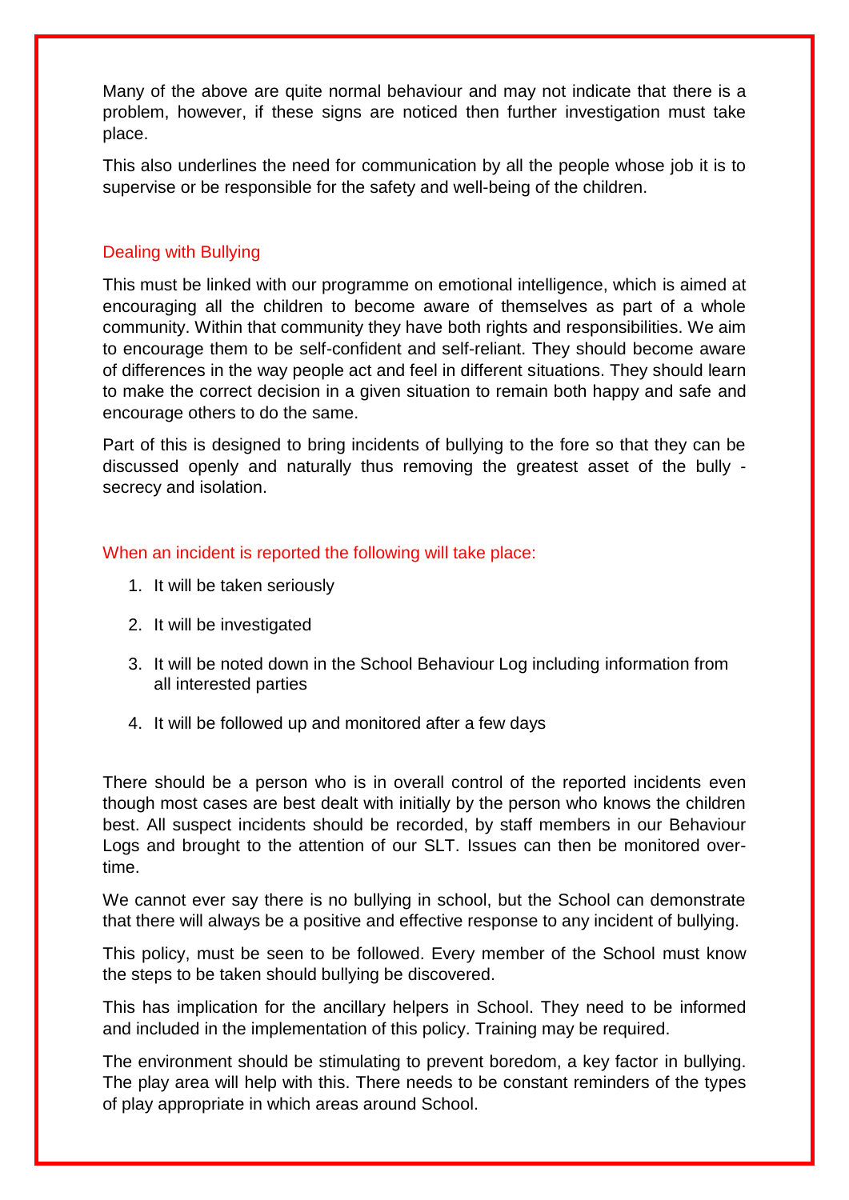Many of the above are quite normal behaviour and may not indicate that there is a problem, however, if these signs are noticed then further investigation must take place.

This also underlines the need for communication by all the people whose job it is to supervise or be responsible for the safety and well-being of the children.

## Dealing with Bullying

This must be linked with our programme on emotional intelligence, which is aimed at encouraging all the children to become aware of themselves as part of a whole community. Within that community they have both rights and responsibilities. We aim to encourage them to be self-confident and self-reliant. They should become aware of differences in the way people act and feel in different situations. They should learn to make the correct decision in a given situation to remain both happy and safe and encourage others to do the same.

Part of this is designed to bring incidents of bullying to the fore so that they can be discussed openly and naturally thus removing the greatest asset of the bully - secrecy and isolation.

## When an incident is reported the following will take place:

1. It will be taken seriously
2. It will be investigated
3. It will be noted down in the School Behaviour Log including information from all interested parties
4. It will be followed up and monitored after a few days

There should be a person who is in overall control of the reported incidents even though most cases are best dealt with initially by the person who knows the children best. All suspect incidents should be recorded, by staff members in our Behaviour Logs and brought to the attention of our SLT. Issues can then be monitored over-time.

We cannot ever say there is no bullying in school, but the School can demonstrate that there will always be a positive and effective response to any incident of bullying.

This policy, must be seen to be followed. Every member of the School must know the steps to be taken should bullying be discovered.

This has implication for the ancillary helpers in School. They need to be informed and included in the implementation of this policy. Training may be required.

The environment should be stimulating to prevent boredom, a key factor in bullying. The play area will help with this. There needs to be constant reminders of the types of play appropriate in which areas around School.